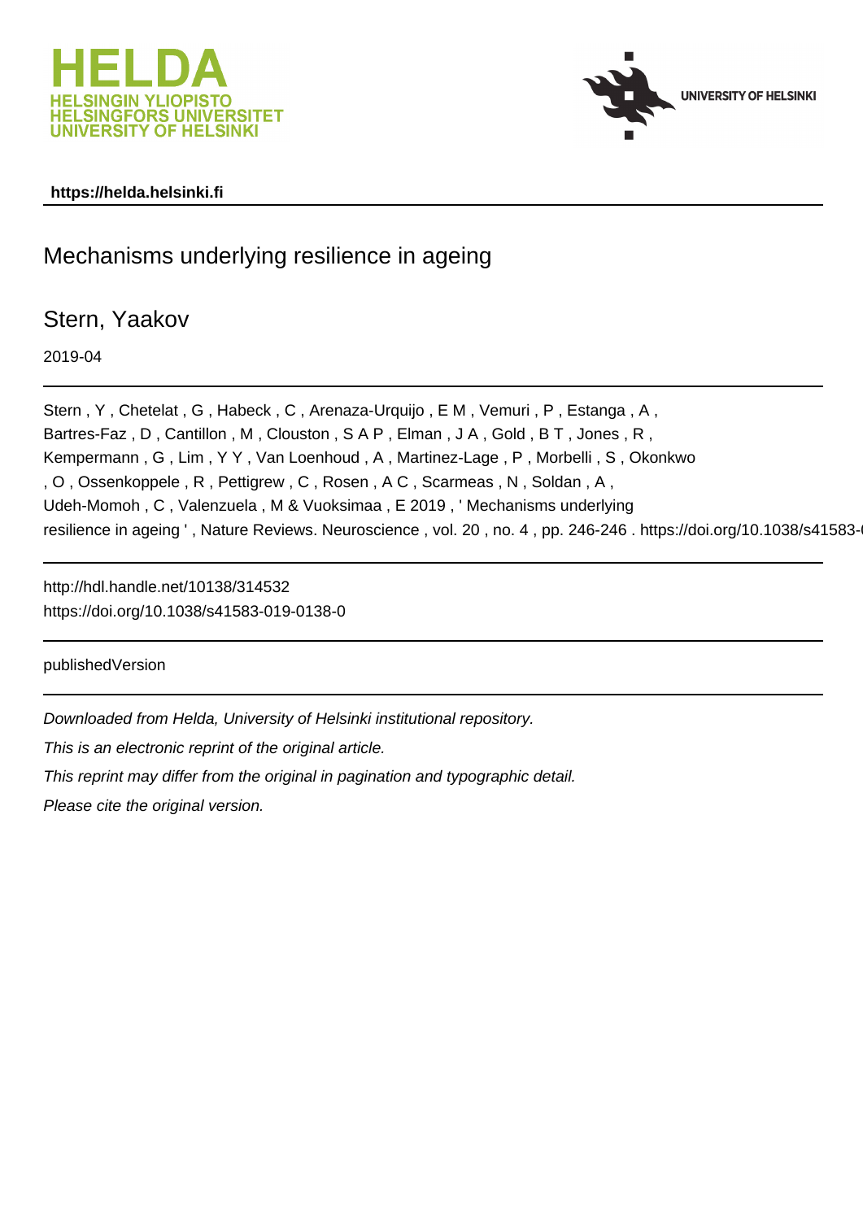HELDA
HELSINGIN YLIOPISTO
HELSINGFORS UNIVERSITET
UNIVERSITY OF HELSINKI

UNIVERSITY OF HELSINKI

**https://helda.helsinki.fi**

# Mechanisms underlying resilience in ageing

## Stern, Yaakov

2019-04

Stern , Y , Chetelat , G , Habeck , C , Arenaza-Urquijo , E M , Vemuri , P , Estanga , A , Bartres-Faz , D , Cantillon , M , Clouston , S A P , Elman , J A , Gold , B T , Jones , R , Kempermann , G , Lim , Y Y , Van Loenhoud , A , Martinez-Lage , P , Morbelli , S , Okonkwo , O , Ossenkoppele , R , Pettigrew , C , Rosen , A C , Scarmeas , N , Soldan , A , Udeh-Momoh , C , Valenzuela , M & Vuoksimaa , E 2019 , ' Mechanisms underlying resilience in ageing ' , Nature Reviews. Neuroscience , vol. 20 , no. 4 , pp. 246-246 . https://doi.org/10.1038/s41583-0

http://hdl.handle.net/10138/314532
https://doi.org/10.1038/s41583-019-0138-0

publishedVersion

*Downloaded from Helda, University of Helsinki institutional repository.*

*This is an electronic reprint of the original article.*

*This reprint may differ from the original in pagination and typographic detail.*

*Please cite the original version.*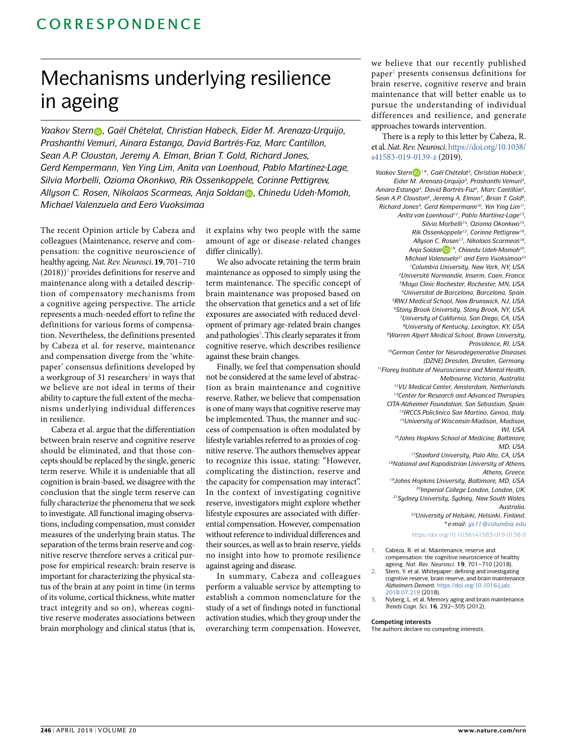CORRESPONDENCE

# Mechanisms underlying resilience in ageing

*Yaakov Stern, Gaël Chételat, Christian Habeck, Eider M. Arenaza-Urquijo, Prashanthi Vemuri, Ainara Estanga, David Bartrés-Faz, Marc Cantillon, Sean A.P. Clouston, Jeremy A. Elman, Brian T. Gold, Richard Jones, Gerd Kempermann, Yen Ying Lim, Anita van Loenhoud, Pablo Martínez-Lage, Silvia Morbelli, Ozioma Okonkwo, Rik Ossenkoppele, Corinne Pettigrew, Allyson C. Rosen, Nikolaos Scarmeas, Anja Soldan, Chinedu Udeh-Momoh, Michael Valenzuela and Eero Vuoksimaa*

The recent Opinion article by Cabeza and colleagues (Maintenance, reserve and compensation: the cognitive neuroscience of healthy ageing. *Nat. Rev. Neurosci.* **19**, 701–710 (2018))[1] provides definitions for reserve and maintenance along with a detailed description of compensatory mechanisms from a cognitive ageing perspective. The article represents a much-needed effort to refine the definitions for various forms of compensation. Nevertheless, the definitions presented by Cabeza et al. for reserve, maintenance and compensation diverge from the 'white-paper' consensus definitions developed by a workgroup of 31 researchers[2] in ways that we believe are not ideal in terms of their ability to capture the full extent of the mechanisms underlying individual differences in resilience.

Cabeza et al. argue that the differentiation between brain reserve and cognitive reserve should be eliminated, and that those concepts should be replaced by the single, generic term reserve. While it is undeniable that all cognition is brain-based, we disagree with the conclusion that the single term reserve can fully characterize the phenomena that we seek to investigate. All functional imaging observations, including compensation, must consider measures of the underlying brain status. The separation of the terms brain reserve and cognitive reserve therefore serves a critical purpose for empirical research: brain reserve is important for characterizing the physical status of the brain at any point in time (in terms of its volume, cortical thickness, white matter tract integrity and so on), whereas cognitive reserve moderates associations between brain morphology and clinical status (that is, it explains why two people with the same amount of age or disease-related changes differ clinically).

We also advocate retaining the term brain maintenance as opposed to simply using the term maintenance. The specific concept of brain maintenance was proposed based on the observation that genetics and a set of life exposures are associated with reduced development of primary age-related brain changes and pathologies[3]. This clearly separates it from cognitive reserve, which describes resilience against these brain changes.

Finally, we feel that compensation should not be considered at the same level of abstraction as brain maintenance and cognitive reserve. Rather, we believe that compensation is one of many ways that cognitive reserve may be implemented. Thus, the manner and success of compensation is often modulated by lifestyle variables referred to as proxies of cognitive reserve. The authors themselves appear to recognize this issue, stating: "However, complicating the distinction, reserve and the capacity for compensation may interact". In the context of investigating cognitive reserve, investigators might explore whether lifestyle exposures are associated with differential compensation. However, compensation without reference to individual differences and their sources, as well as to brain reserve, yields no insight into how to promote resilience against ageing and disease.

In summary, Cabeza and colleagues perform a valuable service by attempting to establish a common nomenclature for the study of a set of findings noted in functional activation studies, which they group under the overarching term compensation. However, we believe that our recently published paper[2] presents consensus definitions for brain reserve, cognitive reserve and brain maintenance that will better enable us to pursue the understanding of individual differences and resilience, and generate approaches towards intervention.

There is a reply to this letter by Cabeza, R. et al. *Nat. Rev. Neurosci.* https://doi.org/10.1038/s41583-019-0139-z (2019).

*Yaakov Stern[1]\*, Gaël Chételat[2], Christian Habeck[1], Eider M. Arenaza-Urquijo[3], Prashanthi Vemuri[3], Ainara Estanga[3], David Bartrés-Faz[4], Marc Cantillon[5], Sean A.P. Clouston[6], Jeremy A. Elman[7], Brian T. Gold[8], Richard Jones[9], Gerd Kempermann[10], Yen Ying Lim[11], Anita van Loenhoud[12], Pablo Martínez-Lage[13], Silvia Morbelli[14], Ozioma Okonkwo[15], Rik Ossenkoppele[12], Corinne Pettigrew[16], Allyson C. Rosen[17], Nikolaos Scarmeas[18], Anja Soldan[19], Chinedu Udeh-Momoh[20], Michael Valenzuela[21] and Eero Vuoksimaa[22]*

[1]Columbia University, New York, NY, USA.
[2]Université Normandie, Inserm, Caen, France.
[3]Mayo Clinic Rochester, Rochester, MN, USA.
[4]Universitat de Barcelona, Barcelona, Spain.
[5]RWJ Medical School, New Brunswick, NJ, USA.
[6]Stony Brook University, Stony Brook, NY, USA.
[7]University of California, San Diego, CA, USA.
[8]University of Kentucky, Lexington, KY, USA.
[9]Warren Alpert Medical School, Brown University, Providence, RI, USA.
[10]German Center for Neurodegenerative Diseases (DZNE) Dresden, Dresden, Germany.
[11]Florey Institute of Neuroscience and Mental Health, Melbourne, Victoria, Australia.
[12]VU Medical Center, Amsterdam, Netherlands.
[13]Center for Research and Advanced Therapies, CITA-Alzheimer Foundation, San Sebastian, Spain.
[14]IRCCS Policlinico San Martino, Genoa, Italy.
[15]University of Wisconsin-Madison, Madison, WI, USA.
[16]Johns Hopkins School of Medicine, Baltimore, MD, USA.
[17]Stanford University, Palo Alto, CA, USA.
[18]National and Kapodistrian University of Athens, Athens, Greece.
[19]Johns Hopkins University, Baltimore, MD, USA.
[20]Imperial College London, London, UK.
[21]Sydney University, Sydney, New South Wales, Australia.
[22]University of Helsinki, Helsinki, Finland.
\*e-mail: ys11@columbia.edu

https://doi.org/10.1038/s41583-019-0138-0

1. Cabeza, R. et al. Maintenance, reserve and compensation: the cognitive neuroscience of healthy ageing. *Nat. Rev. Neurosci.* **19**, 701–710 (2018).
2. Stern, Y. et al. Whitepaper: defining and investigating cognitive reserve, brain reserve, and brain maintenance. *Alzheimers Dement.* https://doi.org/10.1016/j.jalz.2018.07.219 (2018).
3. Nyberg, L. et al. Memory aging and brain maintenance. *Trends Cogn. Sci.* **16**, 292–305 (2012).

**Competing interests**

The authors declare no competing interests.